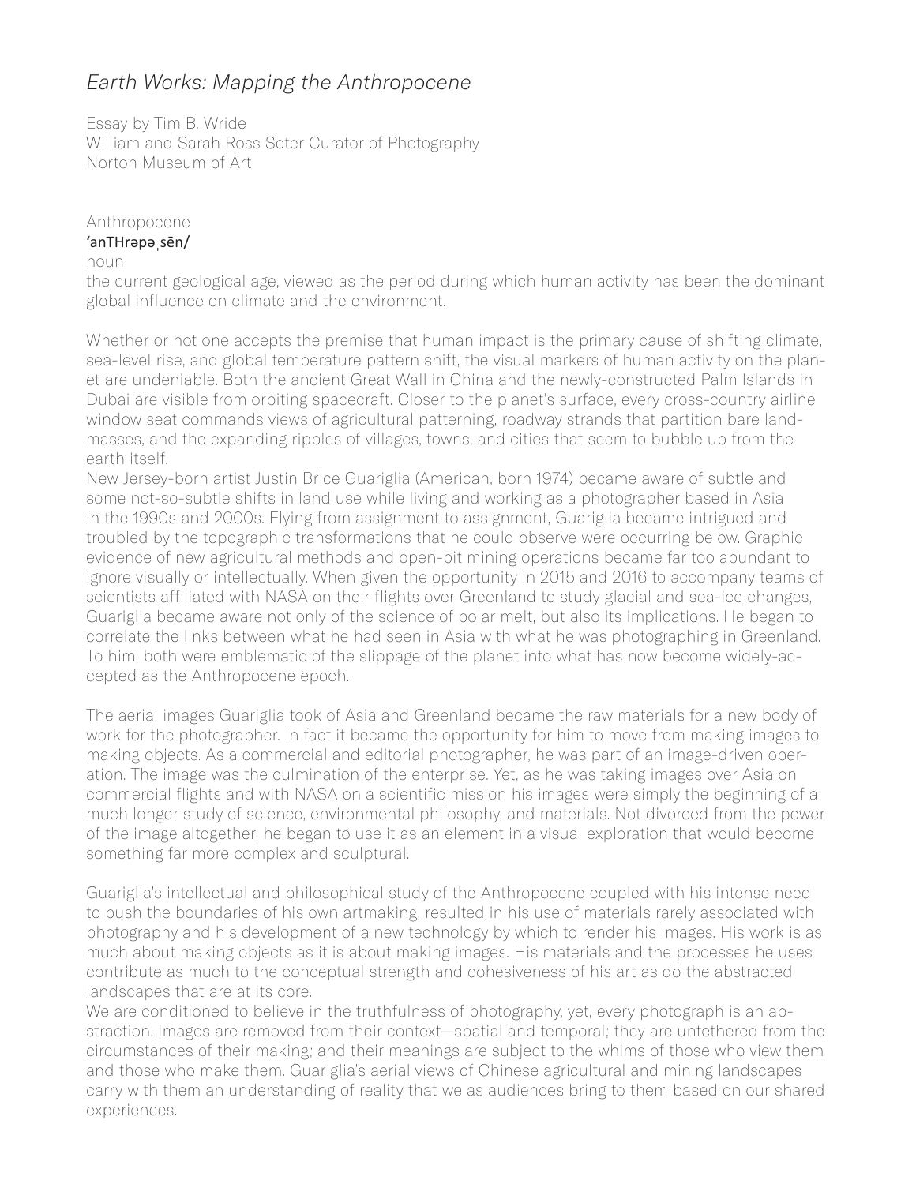# *Earth Works: Mapping the Anthropocene*

Essay by Tim B. Wride
William and Sarah Ross Soter Curator of Photography
Norton Museum of Art

Anthropocene
**ˈanTHrəpəˌsēn/**
noun
the current geological age, viewed as the period during which human activity has been the dominant global influence on climate and the environment.

Whether or not one accepts the premise that human impact is the primary cause of shifting climate, sea-level rise, and global temperature pattern shift, the visual markers of human activity on the planet are undeniable. Both the ancient Great Wall in China and the newly-constructed Palm Islands in Dubai are visible from orbiting spacecraft. Closer to the planet's surface, every cross-country airline window seat commands views of agricultural patterning, roadway strands that partition bare landmasses, and the expanding ripples of villages, towns, and cities that seem to bubble up from the earth itself.

New Jersey-born artist Justin Brice Guariglia (American, born 1974) became aware of subtle and some not-so-subtle shifts in land use while living and working as a photographer based in Asia in the 1990s and 2000s. Flying from assignment to assignment, Guariglia became intrigued and troubled by the topographic transformations that he could observe were occurring below. Graphic evidence of new agricultural methods and open-pit mining operations became far too abundant to ignore visually or intellectually. When given the opportunity in 2015 and 2016 to accompany teams of scientists affiliated with NASA on their flights over Greenland to study glacial and sea-ice changes, Guariglia became aware not only of the science of polar melt, but also its implications. He began to correlate the links between what he had seen in Asia with what he was photographing in Greenland. To him, both were emblematic of the slippage of the planet into what has now become widely-accepted as the Anthropocene epoch.

The aerial images Guariglia took of Asia and Greenland became the raw materials for a new body of work for the photographer. In fact it became the opportunity for him to move from making images to making objects. As a commercial and editorial photographer, he was part of an image-driven operation. The image was the culmination of the enterprise. Yet, as he was taking images over Asia on commercial flights and with NASA on a scientific mission his images were simply the beginning of a much longer study of science, environmental philosophy, and materials. Not divorced from the power of the image altogether, he began to use it as an element in a visual exploration that would become something far more complex and sculptural.

Guariglia's intellectual and philosophical study of the Anthropocene coupled with his intense need to push the boundaries of his own artmaking, resulted in his use of materials rarely associated with photography and his development of a new technology by which to render his images. His work is as much about making objects as it is about making images. His materials and the processes he uses contribute as much to the conceptual strength and cohesiveness of his art as do the abstracted landscapes that are at its core.

We are conditioned to believe in the truthfulness of photography, yet, every photograph is an abstraction. Images are removed from their context—spatial and temporal; they are untethered from the circumstances of their making; and their meanings are subject to the whims of those who view them and those who make them. Guariglia's aerial views of Chinese agricultural and mining landscapes carry with them an understanding of reality that we as audiences bring to them based on our shared experiences.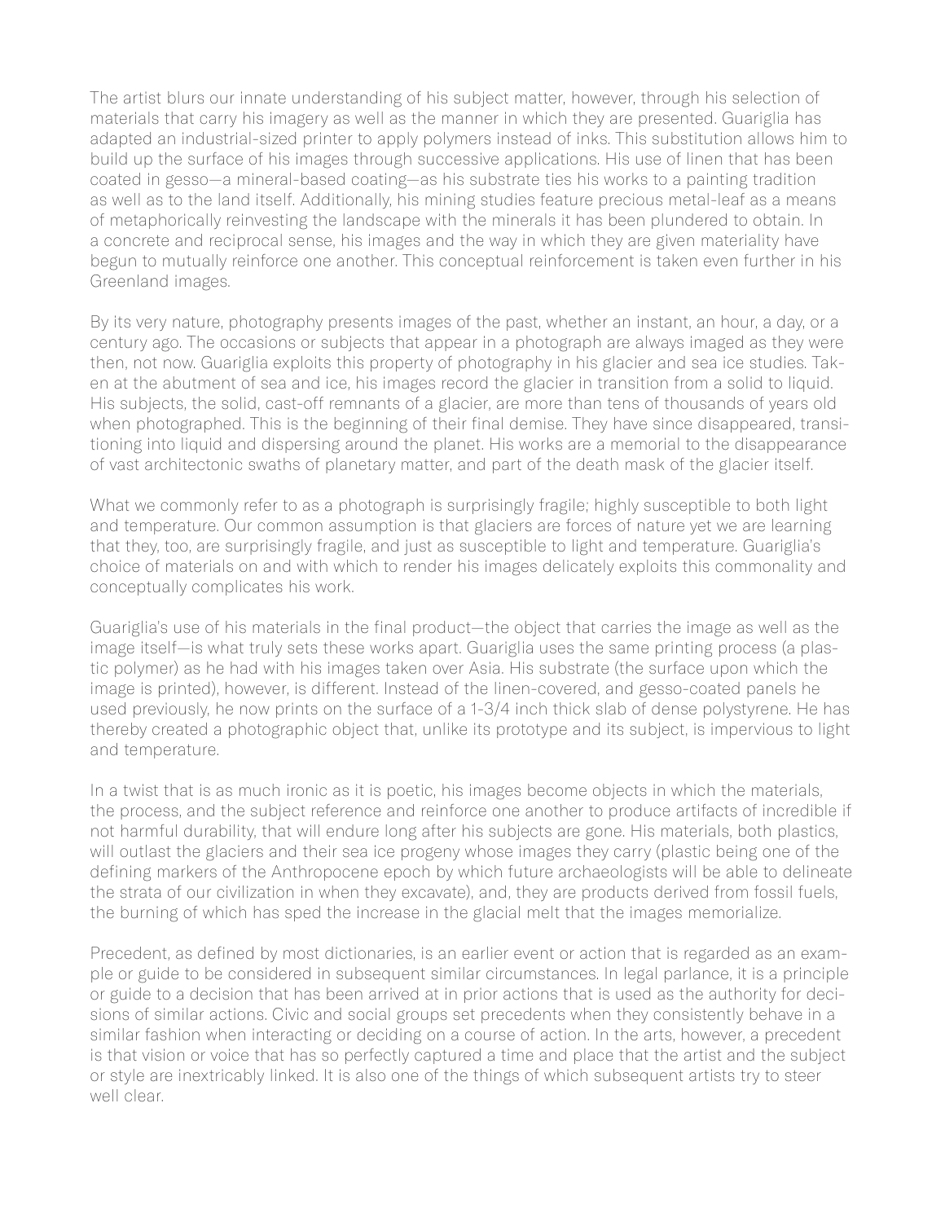The artist blurs our innate understanding of his subject matter, however, through his selection of materials that carry his imagery as well as the manner in which they are presented. Guariglia has adapted an industrial-sized printer to apply polymers instead of inks. This substitution allows him to build up the surface of his images through successive applications. His use of linen that has been coated in gesso—a mineral-based coating—as his substrate ties his works to a painting tradition as well as to the land itself. Additionally, his mining studies feature precious metal-leaf as a means of metaphorically reinvesting the landscape with the minerals it has been plundered to obtain. In a concrete and reciprocal sense, his images and the way in which they are given materiality have begun to mutually reinforce one another. This conceptual reinforcement is taken even further in his Greenland images.

By its very nature, photography presents images of the past, whether an instant, an hour, a day, or a century ago. The occasions or subjects that appear in a photograph are always imaged as they were then, not now. Guariglia exploits this property of photography in his glacier and sea ice studies. Taken at the abutment of sea and ice, his images record the glacier in transition from a solid to liquid. His subjects, the solid, cast-off remnants of a glacier, are more than tens of thousands of years old when photographed. This is the beginning of their final demise. They have since disappeared, transitioning into liquid and dispersing around the planet. His works are a memorial to the disappearance of vast architectonic swaths of planetary matter, and part of the death mask of the glacier itself.

What we commonly refer to as a photograph is surprisingly fragile; highly susceptible to both light and temperature. Our common assumption is that glaciers are forces of nature yet we are learning that they, too, are surprisingly fragile, and just as susceptible to light and temperature. Guariglia's choice of materials on and with which to render his images delicately exploits this commonality and conceptually complicates his work.

Guariglia's use of his materials in the final product—the object that carries the image as well as the image itself—is what truly sets these works apart. Guariglia uses the same printing process (a plastic polymer) as he had with his images taken over Asia. His substrate (the surface upon which the image is printed), however, is different. Instead of the linen-covered, and gesso-coated panels he used previously, he now prints on the surface of a 1-3/4 inch thick slab of dense polystyrene. He has thereby created a photographic object that, unlike its prototype and its subject, is impervious to light and temperature.

In a twist that is as much ironic as it is poetic, his images become objects in which the materials, the process, and the subject reference and reinforce one another to produce artifacts of incredible if not harmful durability, that will endure long after his subjects are gone. His materials, both plastics, will outlast the glaciers and their sea ice progeny whose images they carry (plastic being one of the defining markers of the Anthropocene epoch by which future archaeologists will be able to delineate the strata of our civilization in when they excavate), and, they are products derived from fossil fuels, the burning of which has sped the increase in the glacial melt that the images memorialize.

Precedent, as defined by most dictionaries, is an earlier event or action that is regarded as an example or guide to be considered in subsequent similar circumstances. In legal parlance, it is a principle or guide to a decision that has been arrived at in prior actions that is used as the authority for decisions of similar actions. Civic and social groups set precedents when they consistently behave in a similar fashion when interacting or deciding on a course of action. In the arts, however, a precedent is that vision or voice that has so perfectly captured a time and place that the artist and the subject or style are inextricably linked. It is also one of the things of which subsequent artists try to steer well clear.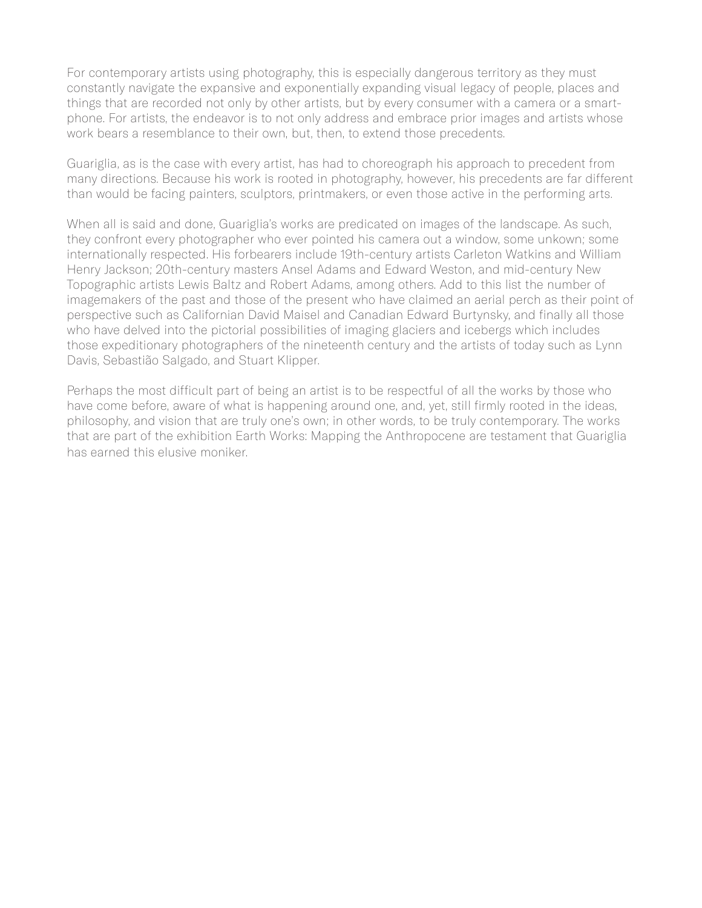For contemporary artists using photography, this is especially dangerous territory as they must constantly navigate the expansive and exponentially expanding visual legacy of people, places and things that are recorded not only by other artists, but by every consumer with a camera or a smart-phone. For artists, the endeavor is to not only address and embrace prior images and artists whose work bears a resemblance to their own, but, then, to extend those precedents.

Guariglia, as is the case with every artist, has had to choreograph his approach to precedent from many directions. Because his work is rooted in photography, however, his precedents are far different than would be facing painters, sculptors, printmakers, or even those active in the performing arts.

When all is said and done, Guariglia's works are predicated on images of the landscape. As such, they confront every photographer who ever pointed his camera out a window, some unkown; some internationally respected. His forbearers include 19th-century artists Carleton Watkins and William Henry Jackson; 20th-century masters Ansel Adams and Edward Weston, and mid-century New Topographic artists Lewis Baltz and Robert Adams, among others. Add to this list the number of imagemakers of the past and those of the present who have claimed an aerial perch as their point of perspective such as Californian David Maisel and Canadian Edward Burtynsky, and finally all those who have delved into the pictorial possibilities of imaging glaciers and icebergs which includes those expeditionary photographers of the nineteenth century and the artists of today such as Lynn Davis, Sebastião Salgado, and Stuart Klipper.

Perhaps the most difficult part of being an artist is to be respectful of all the works by those who have come before, aware of what is happening around one, and, yet, still firmly rooted in the ideas, philosophy, and vision that are truly one's own; in other words, to be truly contemporary. The works that are part of the exhibition Earth Works: Mapping the Anthropocene are testament that Guariglia has earned this elusive moniker.